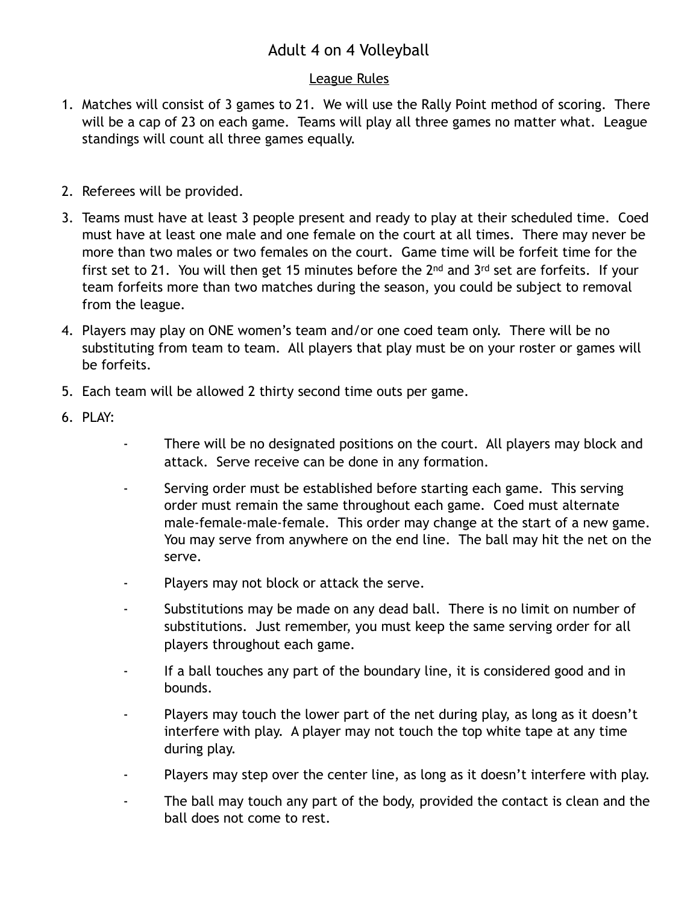# Adult 4 on 4 Volleyball

## League Rules

1. Matches will consist of 3 games to 21. We will use the Rally Point method of scoring. There will be a cap of 23 on each game. Teams will play all three games no matter what. League standings will count all three games equally.

2. Referees will be provided.

3. Teams must have at least 3 people present and ready to play at their scheduled time. Coed must have at least one male and one female on the court at all times. There may never be more than two males or two females on the court. Game time will be forfeit time for the first set to 21. You will then get 15 minutes before the 2nd and 3rd set are forfeits. If your team forfeits more than two matches during the season, you could be subject to removal from the league.

4. Players may play on ONE women's team and/or one coed team only. There will be no substituting from team to team. All players that play must be on your roster or games will be forfeits.

5. Each team will be allowed 2 thirty second time outs per game.

6. PLAY:

   - There will be no designated positions on the court. All players may block and attack. Serve receive can be done in any formation.
   - Serving order must be established before starting each game. This serving order must remain the same throughout each game. Coed must alternate male-female-male-female. This order may change at the start of a new game. You may serve from anywhere on the end line. The ball may hit the net on the serve.
   - Players may not block or attack the serve.
   - Substitutions may be made on any dead ball. There is no limit on number of substitutions. Just remember, you must keep the same serving order for all players throughout each game.
   - If a ball touches any part of the boundary line, it is considered good and in bounds.
   - Players may touch the lower part of the net during play, as long as it doesn't interfere with play. A player may not touch the top white tape at any time during play.
   - Players may step over the center line, as long as it doesn't interfere with play.
   - The ball may touch any part of the body, provided the contact is clean and the ball does not come to rest.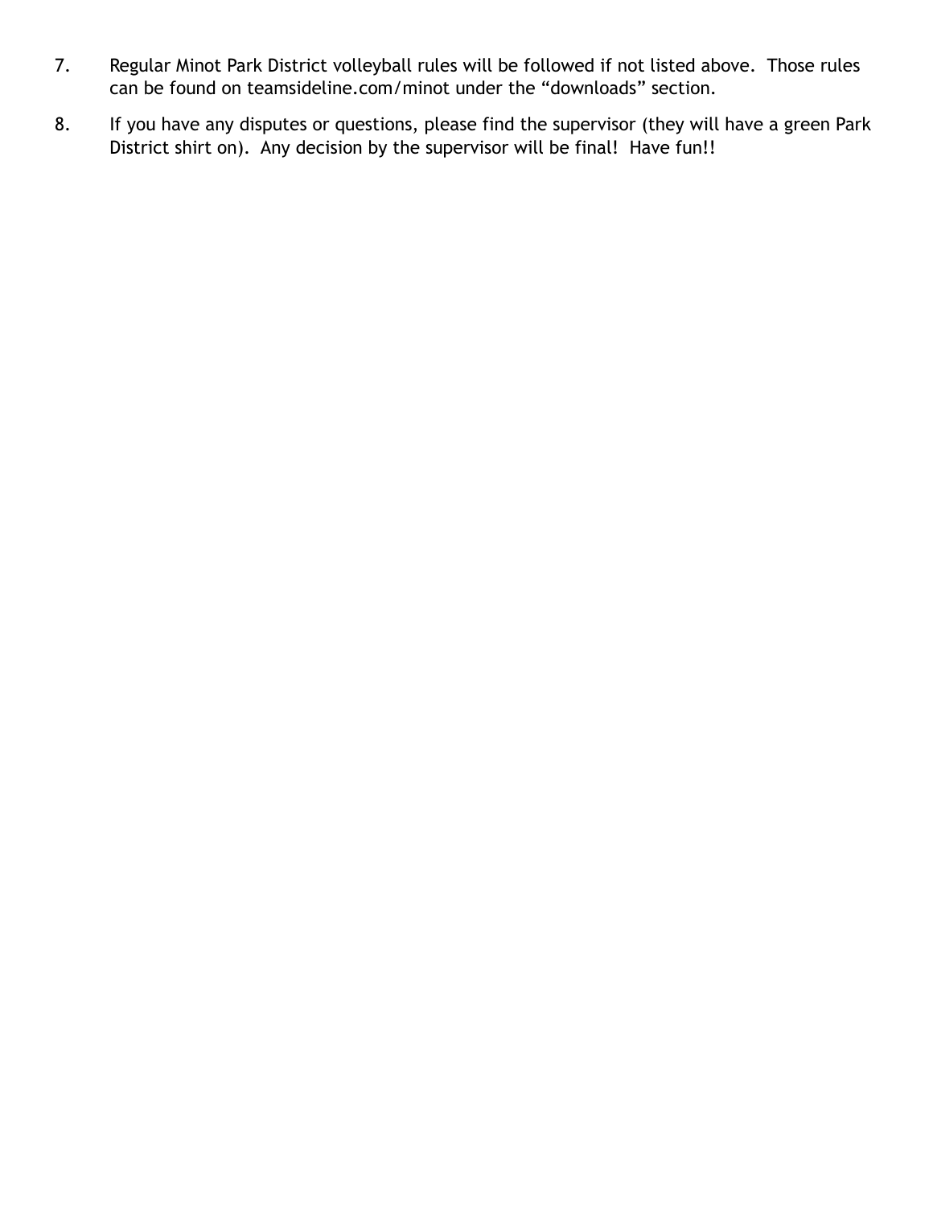7. Regular Minot Park District volleyball rules will be followed if not listed above. Those rules can be found on teamsideline.com/minot under the “downloads” section.

8. If you have any disputes or questions, please find the supervisor (they will have a green Park District shirt on). Any decision by the supervisor will be final! Have fun!!